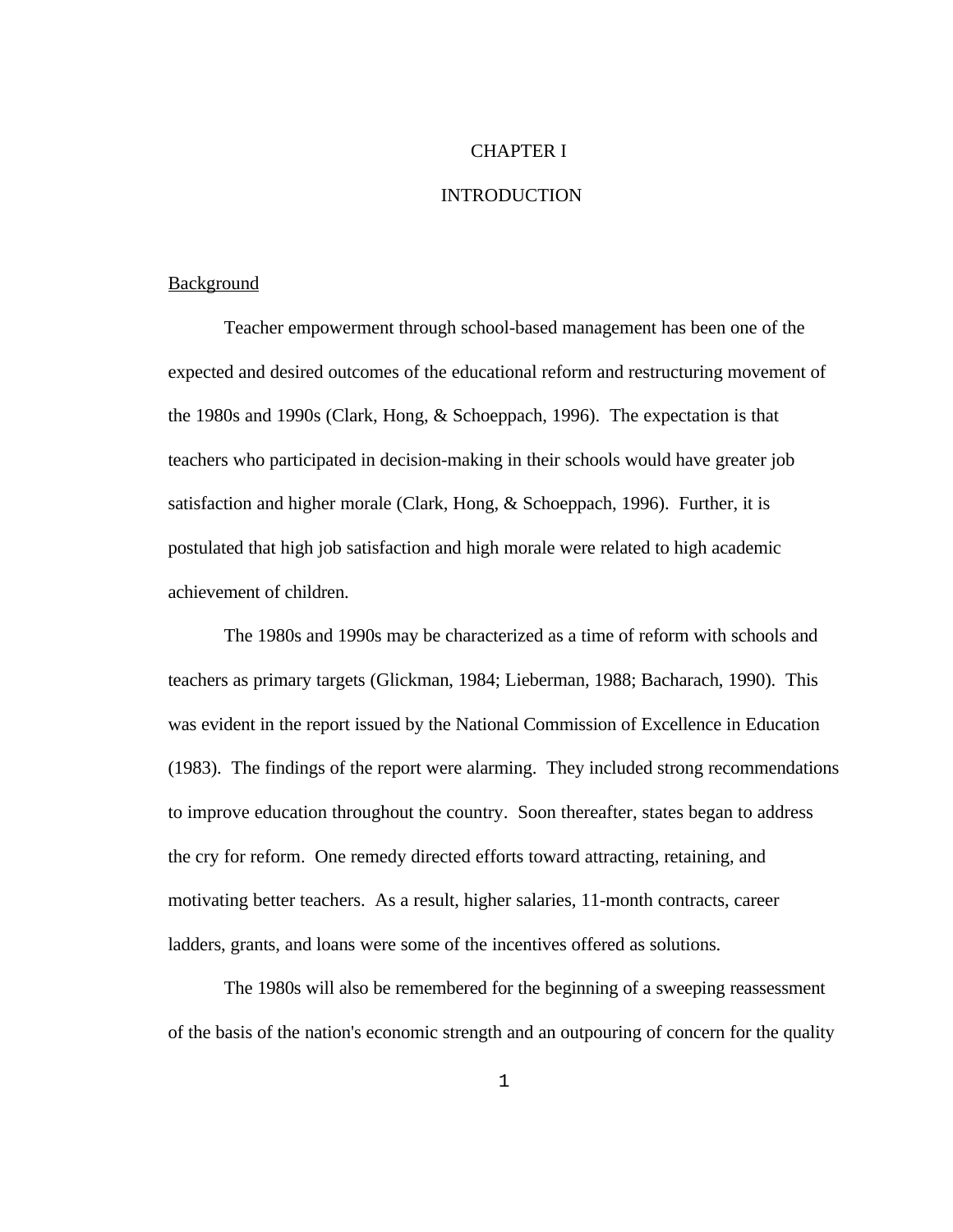# CHAPTER I

# INTRODUCTION

## Background

Teacher empowerment through school-based management has been one of the expected and desired outcomes of the educational reform and restructuring movement of the 1980s and 1990s (Clark, Hong, & Schoeppach, 1996). The expectation is that teachers who participated in decision-making in their schools would have greater job satisfaction and higher morale (Clark, Hong, & Schoeppach, 1996). Further, it is postulated that high job satisfaction and high morale were related to high academic achievement of children.

The 1980s and 1990s may be characterized as a time of reform with schools and teachers as primary targets (Glickman, 1984; Lieberman, 1988; Bacharach, 1990). This was evident in the report issued by the National Commission of Excellence in Education (1983). The findings of the report were alarming. They included strong recommendations to improve education throughout the country. Soon thereafter, states began to address the cry for reform. One remedy directed efforts toward attracting, retaining, and motivating better teachers. As a result, higher salaries, 11-month contracts, career ladders, grants, and loans were some of the incentives offered as solutions.

The 1980s will also be remembered for the beginning of a sweeping reassessment of the basis of the nation's economic strength and an outpouring of concern for the quality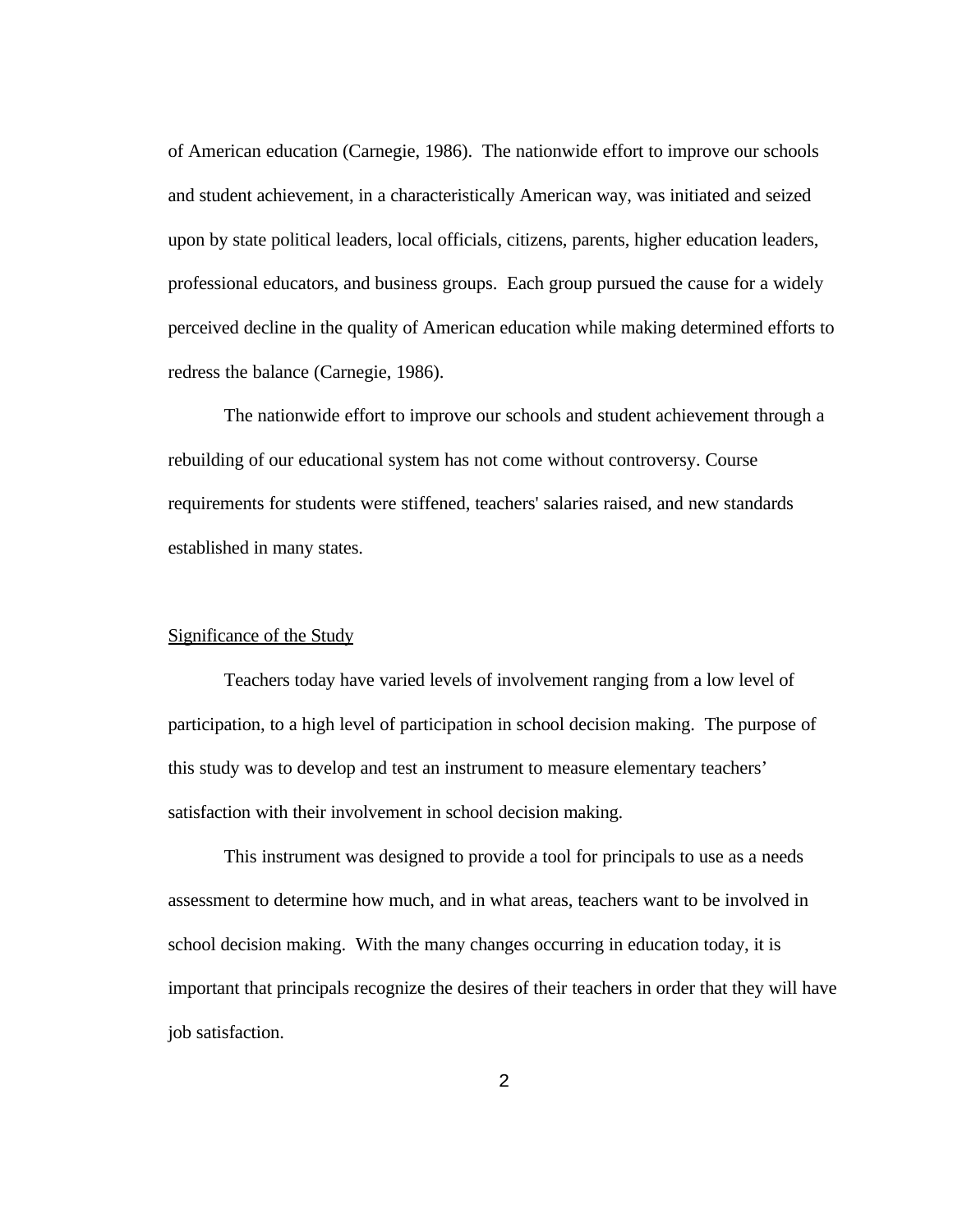of American education (Carnegie, 1986). The nationwide effort to improve our schools and student achievement, in a characteristically American way, was initiated and seized upon by state political leaders, local officials, citizens, parents, higher education leaders, professional educators, and business groups. Each group pursued the cause for a widely perceived decline in the quality of American education while making determined efforts to redress the balance (Carnegie, 1986).

The nationwide effort to improve our schools and student achievement through a rebuilding of our educational system has not come without controversy. Course requirements for students were stiffened, teachers' salaries raised, and new standards established in many states.

## Significance of the Study

Teachers today have varied levels of involvement ranging from a low level of participation, to a high level of participation in school decision making. The purpose of this study was to develop and test an instrument to measure elementary teachers' satisfaction with their involvement in school decision making.

This instrument was designed to provide a tool for principals to use as a needs assessment to determine how much, and in what areas, teachers want to be involved in school decision making. With the many changes occurring in education today, it is important that principals recognize the desires of their teachers in order that they will have job satisfaction.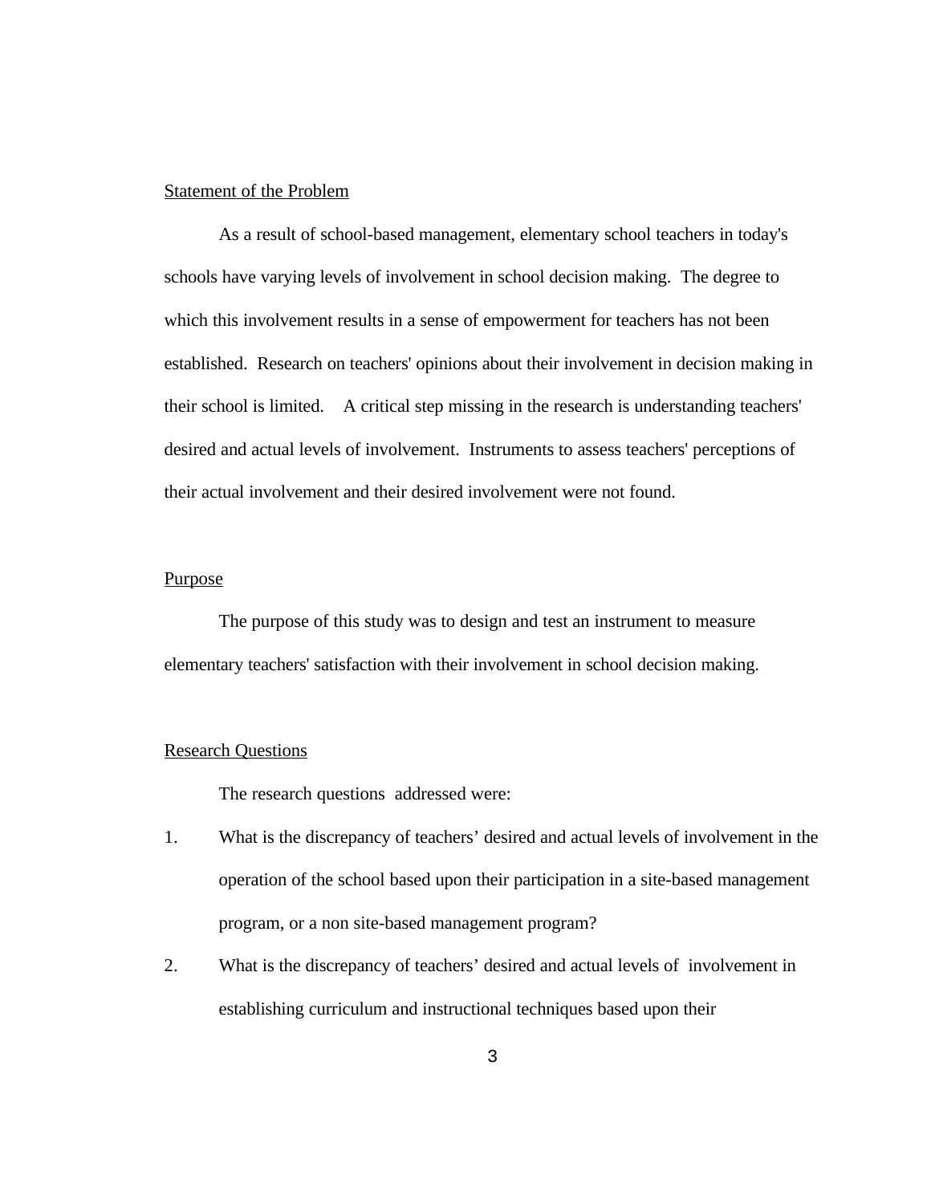## Statement of the Problem

As a result of school-based management, elementary school teachers in today's schools have varying levels of involvement in school decision making. The degree to which this involvement results in a sense of empowerment for teachers has not been established. Research on teachers' opinions about their involvement in decision making in their school is limited. A critical step missing in the research is understanding teachers' desired and actual levels of involvement. Instruments to assess teachers' perceptions of their actual involvement and their desired involvement were not found.

## Purpose

The purpose of this study was to design and test an instrument to measure elementary teachers' satisfaction with their involvement in school decision making.

## Research Questions

The research questions addressed were:

1. What is the discrepancy of teachers' desired and actual levels of involvement in the operation of the school based upon their participation in a site-based management program, or a non site-based management program?
2. What is the discrepancy of teachers' desired and actual levels of involvement in establishing curriculum and instructional techniques based upon their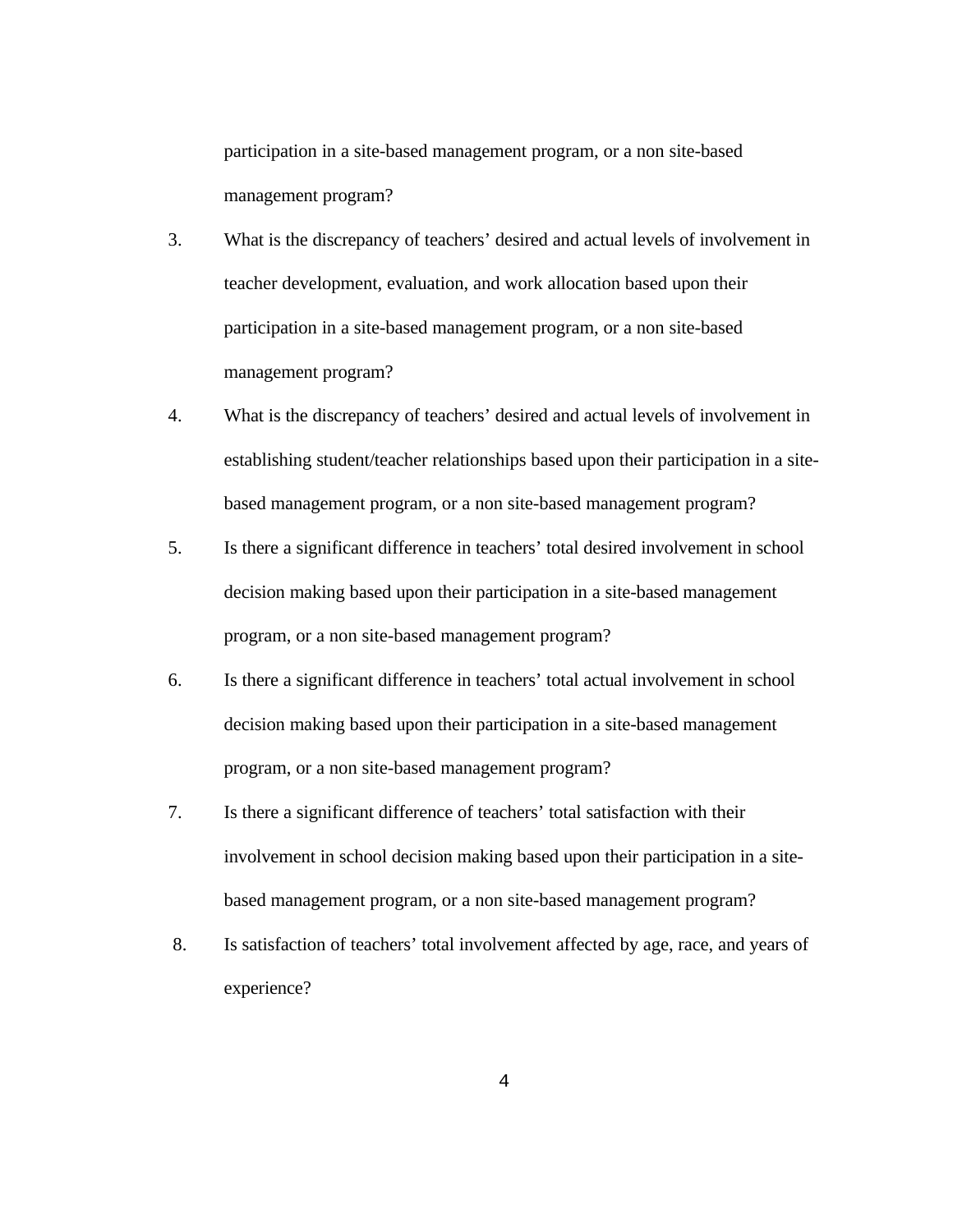participation in a site-based management program, or a non site-based management program?

3. What is the discrepancy of teachers' desired and actual levels of involvement in teacher development, evaluation, and work allocation based upon their participation in a site-based management program, or a non site-based management program?

4. What is the discrepancy of teachers' desired and actual levels of involvement in establishing student/teacher relationships based upon their participation in a site-based management program, or a non site-based management program?

5. Is there a significant difference in teachers' total desired involvement in school decision making based upon their participation in a site-based management program, or a non site-based management program?

6. Is there a significant difference in teachers' total actual involvement in school decision making based upon their participation in a site-based management program, or a non site-based management program?

7. Is there a significant difference of teachers' total satisfaction with their involvement in school decision making based upon their participation in a site-based management program, or a non site-based management program?

8. Is satisfaction of teachers' total involvement affected by age, race, and years of experience?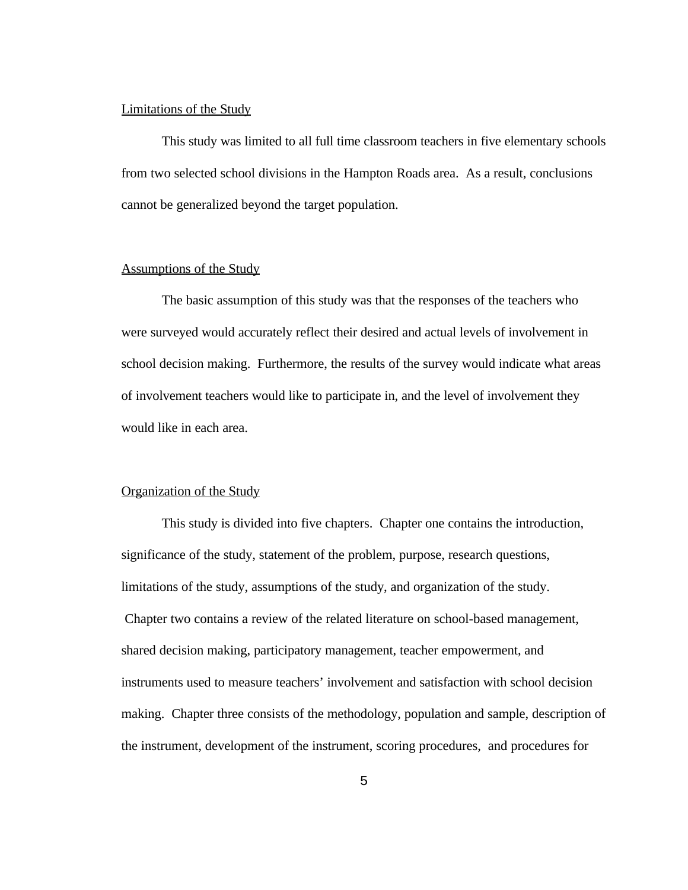## Limitations of the Study

This study was limited to all full time classroom teachers in five elementary schools from two selected school divisions in the Hampton Roads area. As a result, conclusions cannot be generalized beyond the target population.

## Assumptions of the Study

The basic assumption of this study was that the responses of the teachers who were surveyed would accurately reflect their desired and actual levels of involvement in school decision making. Furthermore, the results of the survey would indicate what areas of involvement teachers would like to participate in, and the level of involvement they would like in each area.

## Organization of the Study

This study is divided into five chapters. Chapter one contains the introduction, significance of the study, statement of the problem, purpose, research questions, limitations of the study, assumptions of the study, and organization of the study. Chapter two contains a review of the related literature on school-based management, shared decision making, participatory management, teacher empowerment, and instruments used to measure teachers' involvement and satisfaction with school decision making. Chapter three consists of the methodology, population and sample, description of the instrument, development of the instrument, scoring procedures, and procedures for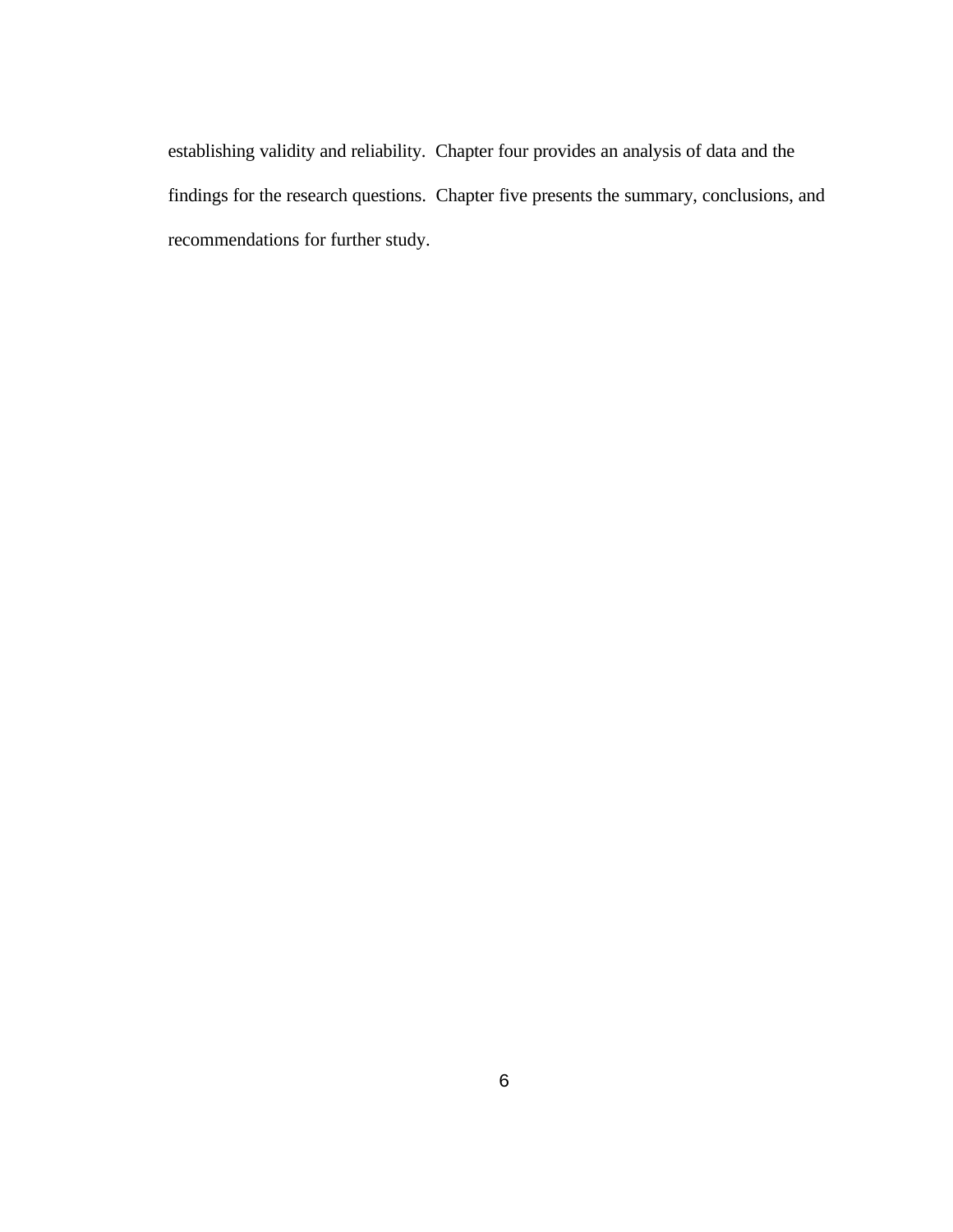establishing validity and reliability.  Chapter four provides an analysis of data and the findings for the research questions.  Chapter five presents the summary, conclusions, and recommendations for further study.